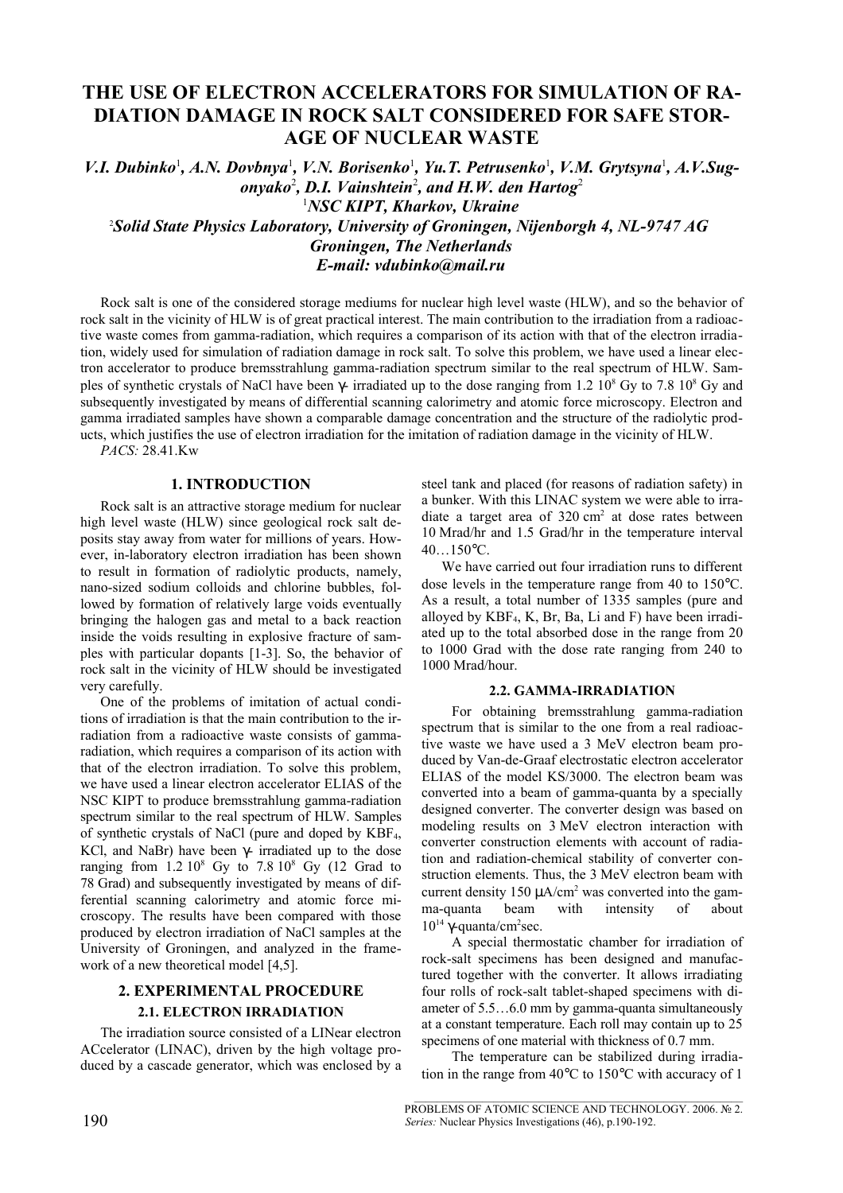# THE USE OF ELECTRON ACCELERATORS FOR SIMULATION OF RADIATION DAMAGE IN ROCK SALT CONSIDERED FOR SAFE STORAGE OF NUCLEAR WASTE

***V.I. Dubinko[1], A.N. Dovbnya[1], V.N. Borisenko[1], Yu.T. Petrusenko[1], V.M. Grytsyna[1], A.V.Sugonyako[2], D.I. Vainshtein[2], and H.W. den Hartog[2]***

*[1]NSC KIPT, Kharkov, Ukraine*

*[2]Solid State Physics Laboratory, University of Groningen, Nijenborgh 4, NL-9747 AG Groningen, The Netherlands*

*E-mail: vdubinko@mail.ru*

Rock salt is one of the considered storage mediums for nuclear high level waste (HLW), and so the behavior of rock salt in the vicinity of HLW is of great practical interest. The main contribution to the irradiation from a radioactive waste comes from gamma-radiation, which requires a comparison of its action with that of the electron irradiation, widely used for simulation of radiation damage in rock salt. To solve this problem, we have used a linear electron accelerator to produce bremsstrahlung gamma-radiation spectrum similar to the real spectrum of HLW. Samples of synthetic crystals of NaCl have been γ- irradiated up to the dose ranging from $1.2\ 10^8$ Gy to $7.8\ 10^8$ Gy and subsequently investigated by means of differential scanning calorimetry and atomic force microscopy. Electron and gamma irradiated samples have shown a comparable damage concentration and the structure of the radiolytic products, which justifies the use of electron irradiation for the imitation of radiation damage in the vicinity of HLW.

*PACS:* 28.41.Kw

## 1. INTRODUCTION

Rock salt is an attractive storage medium for nuclear high level waste (HLW) since geological rock salt deposits stay away from water for millions of years. However, in-laboratory electron irradiation has been shown to result in formation of radiolytic products, namely, nano-sized sodium colloids and chlorine bubbles, followed by formation of relatively large voids eventually bringing the halogen gas and metal to a back reaction inside the voids resulting in explosive fracture of samples with particular dopants [1-3]. So, the behavior of rock salt in the vicinity of HLW should be investigated very carefully.

One of the problems of imitation of actual conditions of irradiation is that the main contribution to the irradiation from a radioactive waste consists of gamma-radiation, which requires a comparison of its action with that of the electron irradiation. To solve this problem, we have used a linear electron accelerator ELIAS of the NSC KIPT to produce bremsstrahlung gamma-radiation spectrum similar to the real spectrum of HLW. Samples of synthetic crystals of NaCl (pure and doped by $KBF_4$, KCl, and NaBr) have been γ- irradiated up to the dose ranging from $1.2\ 10^8$ Gy to $7.8\ 10^8$ Gy (12 Grad to 78 Grad) and subsequently investigated by means of differential scanning calorimetry and atomic force microscopy. The results have been compared with those produced by electron irradiation of NaCl samples at the University of Groningen, and analyzed in the framework of a new theoretical model [4,5].

## 2. EXPERIMENTAL PROCEDURE

### 2.1. ELECTRON IRRADIATION

The irradiation source consisted of a LINear electron ACcelerator (LINAC), driven by the high voltage produced by a cascade generator, which was enclosed by a steel tank and placed (for reasons of radiation safety) in a bunker. With this LINAC system we were able to irradiate a target area of 320 $cm^2$ at dose rates between 10 Mrad/hr and 1.5 Grad/hr in the temperature interval 40…150°C.

We have carried out four irradiation runs to different dose levels in the temperature range from 40 to 150°C. As a result, a total number of 1335 samples (pure and alloyed by $KBF_4$, K, Br, Ba, Li and F) have been irradiated up to the total absorbed dose in the range from 20 to 1000 Grad with the dose rate ranging from 240 to 1000 Mrad/hour.

### 2.2. GAMMA-IRRADIATION

For obtaining bremsstrahlung gamma-radiation spectrum that is similar to the one from a real radioactive waste we have used a 3 MeV electron beam produced by Van-de-Graaf electrostatic electron accelerator ELIAS of the model KS/3000. The electron beam was converted into a beam of gamma-quanta by a specially designed converter. The converter design was based on modeling results on 3 MeV electron interaction with converter construction elements with account of radiation and radiation-chemical stability of converter construction elements. Thus, the 3 MeV electron beam with current density 150 μA/$cm^2$ was converted into the gamma-quanta beam with intensity of about $10^{14}$ γ-quanta/$cm^2$sec.

A special thermostatic chamber for irradiation of rock-salt specimens has been designed and manufactured together with the converter. It allows irradiating four rolls of rock-salt tablet-shaped specimens with diameter of 5.5…6.0 mm by gamma-quanta simultaneously at a constant temperature. Each roll may contain up to 25 specimens of one material with thickness of 0.7 mm.

The temperature can be stabilized during irradiation in the range from 40°C to 150°C with accuracy of 1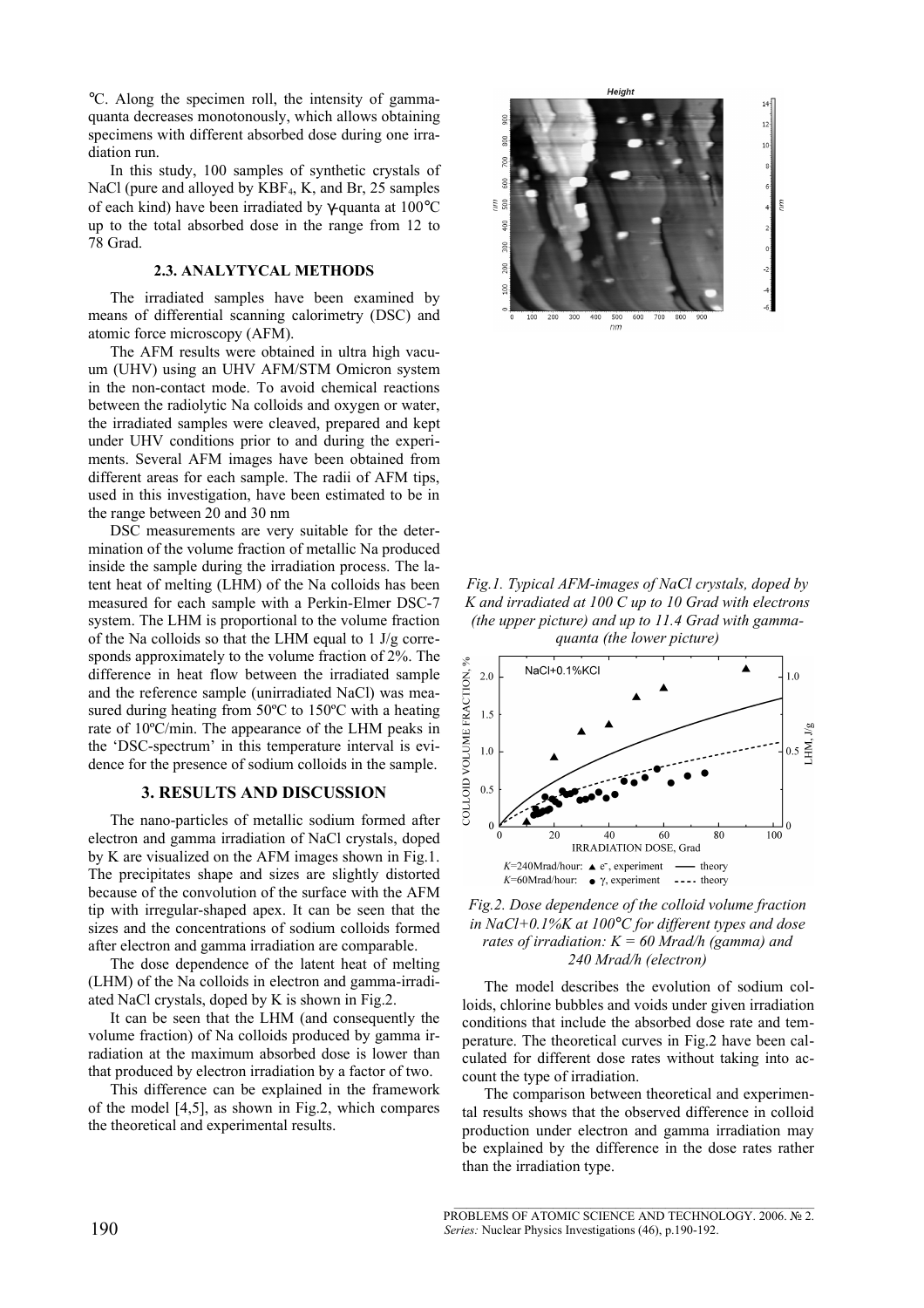°C. Along the specimen roll, the intensity of gamma-quanta decreases monotonously, which allows obtaining specimens with different absorbed dose during one irradiation run.

In this study, 100 samples of synthetic crystals of NaCl (pure and alloyed by $KBF_4$, K, and Br, 25 samples of each kind) have been irradiated by γ-quanta at 100°C up to the total absorbed dose in the range from 12 to 78 Grad.

### 2.3. ANALYTYCAL METHODS

The irradiated samples have been examined by means of differential scanning calorimetry (DSC) and atomic force microscopy (AFM).

The AFM results were obtained in ultra high vacuum (UHV) using an UHV AFM/STM Omicron system in the non-contact mode. To avoid chemical reactions between the radiolytic Na colloids and oxygen or water, the irradiated samples were cleaved, prepared and kept under UHV conditions prior to and during the experiments. Several AFM images have been obtained from different areas for each sample. The radii of AFM tips, used in this investigation, have been estimated to be in the range between 20 and 30 nm

DSC measurements are very suitable for the determination of the volume fraction of metallic Na produced inside the sample during the irradiation process. The latent heat of melting (LHM) of the Na colloids has been measured for each sample with a Perkin-Elmer DSC-7 system. The LHM is proportional to the volume fraction of the Na colloids so that the LHM equal to 1 J/g corresponds approximately to the volume fraction of 2%. The difference in heat flow between the irradiated sample and the reference sample (unirradiated NaCl) was measured during heating from 50ºC to 150ºC with a heating rate of 10ºC/min. The appearance of the LHM peaks in the 'DSC-spectrum' in this temperature interval is evidence for the presence of sodium colloids in the sample.

## 3. RESULTS AND DISCUSSION

The nano-particles of metallic sodium formed after electron and gamma irradiation of NaCl crystals, doped by K are visualized on the AFM images shown in Fig.1. The precipitates shape and sizes are slightly distorted because of the convolution of the surface with the AFM tip with irregular-shaped apex. It can be seen that the sizes and the concentrations of sodium colloids formed after electron and gamma irradiation are comparable.

The dose dependence of the latent heat of melting (LHM) of the Na colloids in electron and gamma-irradiated NaCl crystals, doped by K is shown in Fig.2.

It can be seen that the LHM (and consequently the volume fraction) of Na colloids produced by gamma irradiation at the maximum absorbed dose is lower than that produced by electron irradiation by a factor of two.

This difference can be explained in the framework of the model [4,5], as shown in Fig.2, which compares the theoretical and experimental results.

*Fig.1. Typical AFM-images of NaCl crystals, doped by K and irradiated at 100 C up to 10 Grad with electrons (the upper picture) and up to 11.4 Grad with gamma-quanta (the lower picture)*

*Fig.2. Dose dependence of the colloid volume fraction in NaCl+0.1%K at 100°C for different types and dose rates of irradiation: K = 60 Mrad/h (gamma) and 240 Mrad/h (electron)*

The model describes the evolution of sodium colloids, chlorine bubbles and voids under given irradiation conditions that include the absorbed dose rate and temperature. The theoretical curves in Fig.2 have been calculated for different dose rates without taking into account the type of irradiation.

The comparison between theoretical and experimental results shows that the observed difference in colloid production under electron and gamma irradiation may be explained by the difference in the dose rates rather than the irradiation type.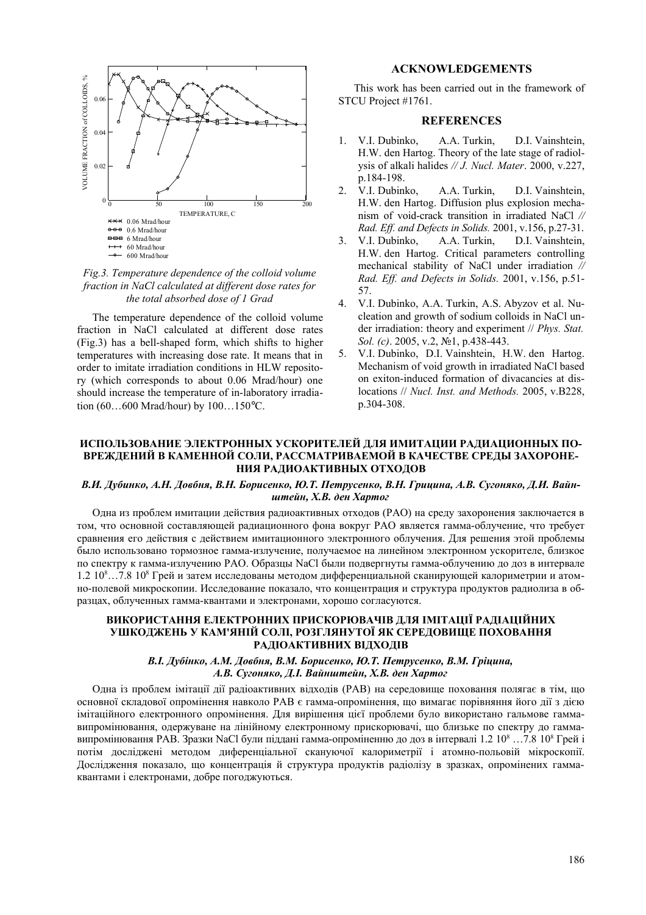VOLUME FRACTION of COLLOIDS, %

0.06

0.04

0.02

0

0 50 100 150 200

TEMPERATURE, C

0.06 Mrad/hour
0.6 Mrad/hour
6 Mrad/hour
60 Mrad/hour
600 Mrad/hour

*Fig.3. Temperature dependence of the colloid volume fraction in NaCl calculated at different dose rates for the total absorbed dose of 1 Grad*

The temperature dependence of the colloid volume fraction in NaCl calculated at different dose rates (Fig.3) has a bell-shaped form, which shifts to higher temperatures with increasing dose rate. It means that in order to imitate irradiation conditions in HLW repository (which corresponds to about 0.06 Mrad/hour) one should increase the temperature of in-laboratory irradiation (60…600 Mrad/hour) by 100…150°C.

## ACKNOWLEDGEMENTS

This work has been carried out in the framework of STCU Project #1761.

## REFERENCES

1. V.I. Dubinko, A.A. Turkin, D.I. Vainshtein, H.W. den Hartog. Theory of the late stage of radiolysis of alkali halides // *J. Nucl. Mater*. 2000, v.227, p.184-198.
2. V.I. Dubinko, A.A. Turkin, D.I. Vainshtein, H.W. den Hartog. Diffusion plus explosion mechanism of void-crack transition in irradiated NaCl // *Rad. Eff. and Defects in Solids.* 2001, v.156, p.27-31.
3. V.I. Dubinko, A.A. Turkin, D.I. Vainshtein, H.W. den Hartog. Critical parameters controlling mechanical stability of NaCl under irradiation // *Rad. Eff. and Defects in Solids.* 2001, v.156, p.51-57.
4. V.I. Dubinko, A.A. Turkin, A.S. Abyzov et al. Nucleation and growth of sodium colloids in NaCl under irradiation: theory and experiment // *Phys. Stat. Sol. (c)*. 2005, v.2, №1, p.438-443.
5. V.I. Dubinko, D.I. Vainshtein, H.W. den Hartog. Mechanism of void growth in irradiated NaCl based on exiton-induced formation of divacancies at dislocations // *Nucl. Inst. and Methods.* 2005, v.B228, p.304-308.

## ИСПОЛЬЗОВАНИЕ ЭЛЕКТРОННЫХ УСКОРИТЕЛЕЙ ДЛЯ ИМИТАЦИИ РАДИАЦИОННЫХ ПОВРЕЖДЕНИЙ В КАМЕННОЙ СОЛИ, РАССМАТРИВАЕМОЙ В КАЧЕСТВЕ СРЕДЫ ЗАХОРОНЕНИЯ РАДИОАКТИВНЫХ ОТХОДОВ

***В.И. Дубинко, А.Н. Довбня, В.Н. Борисенко, Ю.Т. Петрусенко, В.Н. Грицина, А.В. Сугоняко, Д.И. Вайнштейн, Х.В. ден Хартог***

Одна из проблем имитации действия радиоактивных отходов (РАО) на среду захоронения заключается в том, что основной составляющей радиационного фона вокруг РАО является гамма-облучение, что требует сравнения его действия с действием имитационного электронного облучения. Для решения этой проблемы было использовано тормозное гамма-излучение, получаемое на линейном электронном ускорителе, близкое по спектру к гамма-излучению РАО. Образцы NaCl были подвергнуты гамма-облучению до доз в интервале $1.2\ 10^8…7.8\ 10^8$ Грей и затем исследованы методом дифференциальной сканирующей калориметрии и атомно-полевой микроскопии. Исследование показало, что концентрация и структура продуктов радиолиза в образцах, облученных гамма-квантами и электронами, хорошо согласуются.

## ВИКОРИСТАННЯ ЕЛЕКТРОННИХ ПРИСКОРЮВАЧІВ ДЛЯ ІМІТАЦІЇ РАДІАЦІЙНИХ УШКОДЖЕНЬ У КАМ'ЯНІЙ СОЛІ, РОЗГЛЯНУТОЇ ЯК СЕРЕДОВИЩЕ ПОХОВАННЯ РАДІОАКТИВНИХ ВІДХОДІВ

***В.І. Дубінко, А.М. Довбня, В.М. Борисенко, Ю.Т. Петрусенко, В.М. Гріцина, А.В. Сугоняко, Д.І. Вайнштейн, Х.В. ден Хартог***

Одна із проблем імітації дії радіоактивних відходів (РАВ) на середовище поховання полягає в тім, що основної складової опромінення навколо РАВ є гамма-опромінення, що вимагає порівняння його дії з дією імітаційного електронного опромінення. Для вирішення цієї проблеми було використано гальмове гамма-випромінювання, одержуване на лінійному електронному прискорювачі, що близьке по спектру до гамма-випромінювання РАВ. Зразки NaCl були піддані гамма-опроміненню до доз в інтервалі $1.2\ 10^8$ …$7.8\ 10^8$ Грей і потім досліджені методом диференціальної скануючої калориметрії і атомно-польовій мікроскопії. Дослідження показало, що концентрація й структура продуктів радіолізу в зразках, опромінених гамма-квантами і електронами, добре погоджуються.